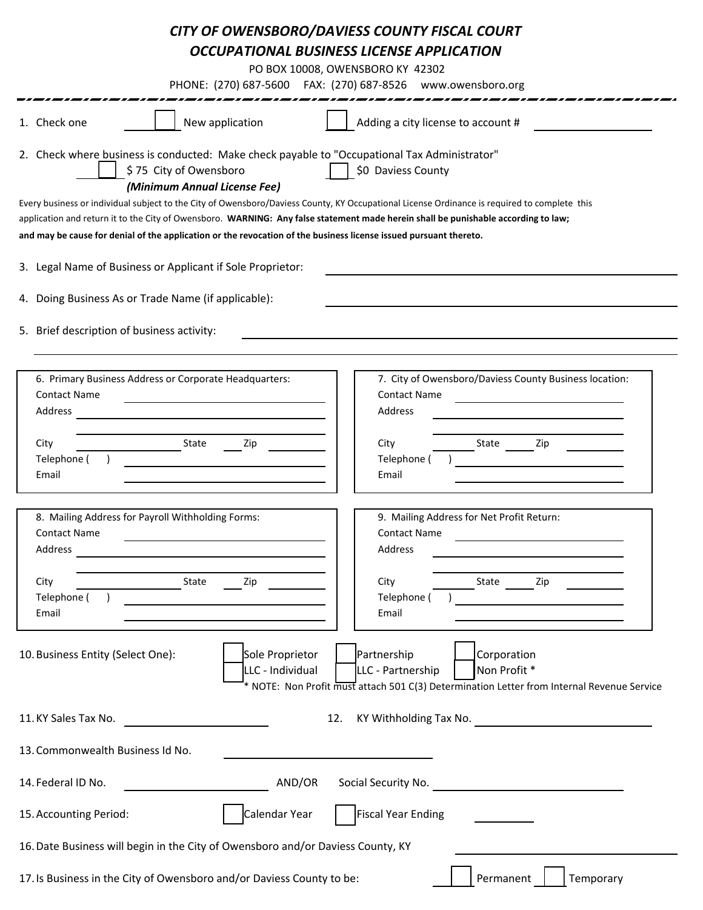# CITY OF OWENSBORO/DAVIESS COUNTY FISCAL COURT
# OCCUPATIONAL BUSINESS LICENSE APPLICATION

PO BOX 10008, OWENSBORO KY 42302

PHONE: (270) 687-5600 FAX: (270) 687-8526 www.owensboro.org

1. Check one ☐ New application ☐ Adding a city license to account # ____________

2. Check where business is conducted: Make check payable to "Occupational Tax Administrator"
   ☐ $ 75 City of Owensboro ☐ $0 Daviess County
   ***(Minimum Annual License Fee)***

Every business or individual subject to the City of Owensboro/Daviess County, KY Occupational License Ordinance is required to complete this application and return it to the City of Owensboro. **WARNING: Any false statement made herein shall be punishable according to law; and may be cause for denial of the application or the revocation of the business license issued pursuant thereto.**

3. Legal Name of Business or Applicant if Sole Proprietor: ____________

4. Doing Business As or Trade Name (if applicable): ____________

5. Brief description of business activity: ____________

| 6. Primary Business Address or Corporate Headquarters: | 7. City of Owensboro/Daviess County Business location: |
|---|---|
| Contact Name | Contact Name |
| Address | Address |
| City State Zip | City State Zip |
| Telephone ( ) | Telephone ( ) |
| Email | Email |

| 8. Mailing Address for Payroll Withholding Forms: | 9. Mailing Address for Net Profit Return: |
|---|---|
| Contact Name | Contact Name |
| Address | Address |
| City State Zip | City State Zip |
| Telephone ( ) | Telephone ( ) |
| Email | Email |

10. Business Entity (Select One): ☐ Sole Proprietor ☐ Partnership ☐ Corporation ☐ LLC - Individual ☐ LLC - Partnership ☐ Non Profit *
    * NOTE: Non Profit must attach 501 C(3) Determination Letter from Internal Revenue Service

11. KY Sales Tax No. ____________ 12. KY Withholding Tax No. ____________

13. Commonwealth Business Id No. ____________

14. Federal ID No. ____________ AND/OR Social Security No. ____________

15. Accounting Period: ☐ Calendar Year ☐ Fiscal Year Ending ____________

16. Date Business will begin in the City of Owensboro and/or Daviess County, KY ____________

17. Is Business in the City of Owensboro and/or Daviess County to be: ☐ Permanent ☐ Temporary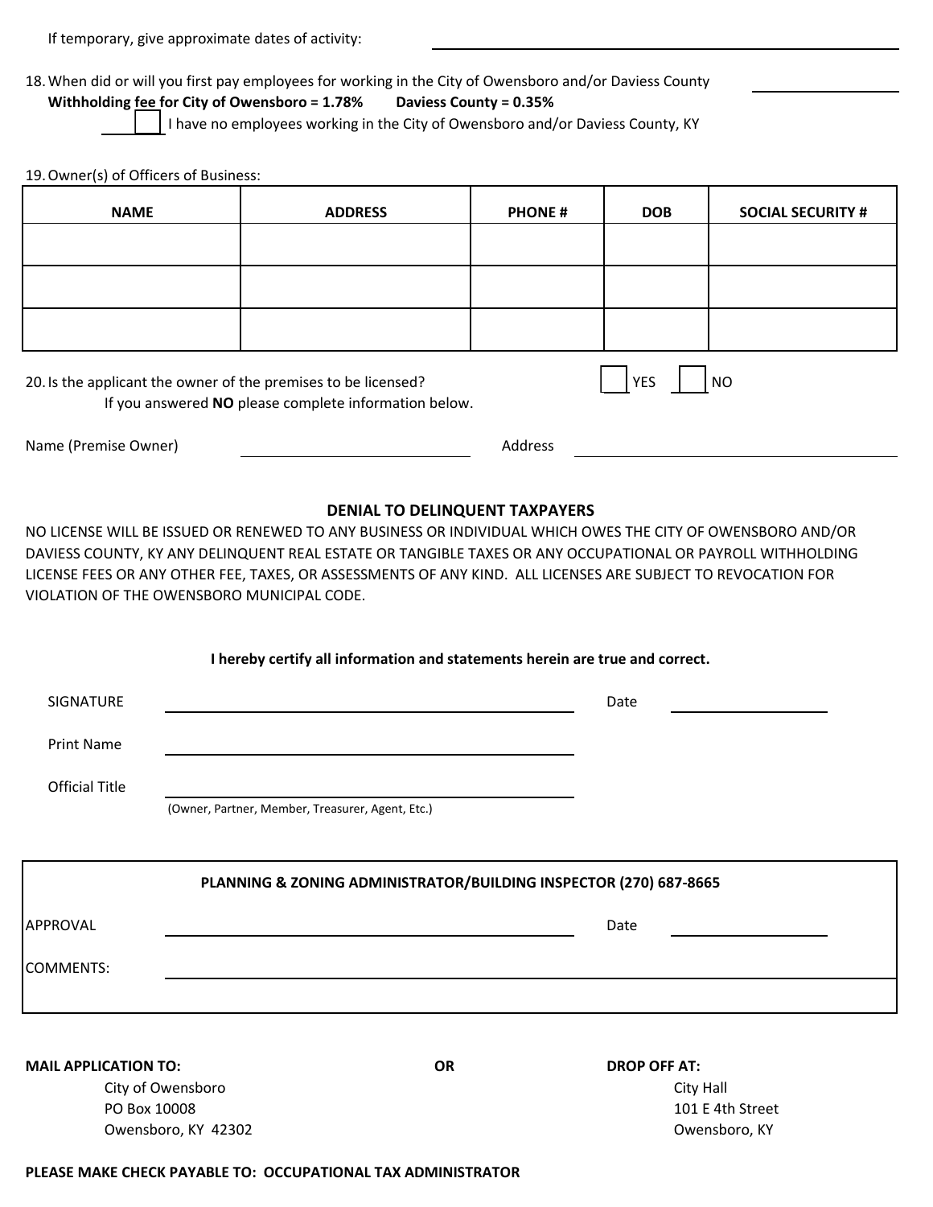If temporary, give approximate dates of activity: ____________________

18. When did or will you first pay employees for working in the City of Owensboro and/or Daviess County ____________
    **Withholding fee for City of Owensboro = 1.78%      Daviess County = 0.35%**
    ☐ I have no employees working in the City of Owensboro and/or Daviess County, KY

19. Owner(s) of Officers of Business:

| NAME | ADDRESS | PHONE # | DOB | SOCIAL SECURITY # |
|---|---|---|---|---|
| | | | | |
| | | | | |
| | | | | |

20. Is the applicant the owner of the premises to be licensed? ☐ YES ☐ NO
    If you answered **NO** please complete information below.

Name (Premise Owner) ____________________ Address ____________________

**DENIAL TO DELINQUENT TAXPAYERS**

NO LICENSE WILL BE ISSUED OR RENEWED TO ANY BUSINESS OR INDIVIDUAL WHICH OWES THE CITY OF OWENSBORO AND/OR DAVIESS COUNTY, KY ANY DELINQUENT REAL ESTATE OR TANGIBLE TAXES OR ANY OCCUPATIONAL OR PAYROLL WITHHOLDING LICENSE FEES OR ANY OTHER FEE, TAXES, OR ASSESSMENTS OF ANY KIND. ALL LICENSES ARE SUBJECT TO REVOCATION FOR VIOLATION OF THE OWENSBORO MUNICIPAL CODE.

**I hereby certify all information and statements herein are true and correct.**

SIGNATURE ____________________ Date ____________

Print Name ____________________

Official Title ____________________
(Owner, Partner, Member, Treasurer, Agent, Etc.)

**PLANNING & ZONING ADMINISTRATOR/BUILDING INSPECTOR (270) 687-8665**

APPROVAL ____________________ Date ____________

COMMENTS: ____________________

**MAIL APPLICATION TO:**
City of Owensboro
PO Box 10008
Owensboro, KY 42302

**OR**

**DROP OFF AT:**
City Hall
101 E 4th Street
Owensboro, KY

**PLEASE MAKE CHECK PAYABLE TO: OCCUPATIONAL TAX ADMINISTRATOR**